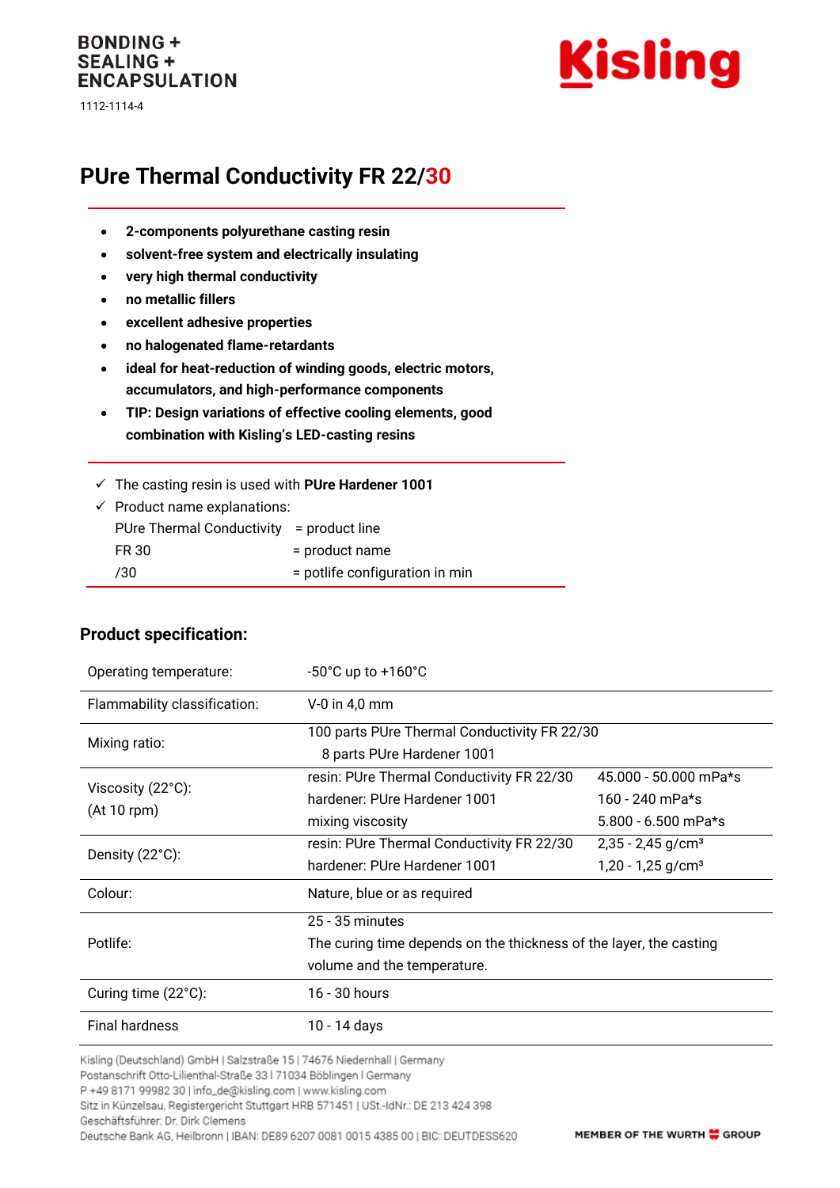BONDING +
SEALING +
ENCAPSULATION

1112-1114-4

Kisling

# PUre Thermal Conductivity FR 22/30

- **2-components polyurethane casting resin**
- **solvent-free system and electrically insulating**
- **very high thermal conductivity**
- **no metallic fillers**
- **excellent adhesive properties**
- **no halogenated flame-retardants**
- **ideal for heat-reduction of winding goods, electric motors, accumulators, and high-performance components**
- **TIP: Design variations of effective cooling elements, good combination with Kisling's LED-casting resins**

✓ The casting resin is used with **PUre Hardener 1001**

✓ Product name explanations:

| | |
|---|---|
| PUre Thermal Conductivity | = product line |
| FR 30 | = product name |
| /30 | = potlife configuration in min |

## Product specification:

| | | |
|---|---|---|
| Operating temperature: | -50°C up to +160°C | |
| Flammability classification: | V-0 in 4,0 mm | |
| Mixing ratio: | 100 parts PUre Thermal Conductivity FR 22/30<br>8 parts PUre Hardener 1001 | |
| Viscosity (22°C):<br>(At 10 rpm) | resin: PUre Thermal Conductivity FR 22/30<br>hardener: PUre Hardener 1001<br>mixing viscosity | 45.000 - 50.000 mPa*s<br>160 - 240 mPa*s<br>5.800 - 6.500 mPa*s |
| Density (22°C): | resin: PUre Thermal Conductivity FR 22/30<br>hardener: PUre Hardener 1001 | 2,35 - 2,45 g/cm³<br>1,20 - 1,25 g/cm³ |
| Colour: | Nature, blue or as required | |
| Potlife: | 25 - 35 minutes<br>The curing time depends on the thickness of the layer, the casting volume and the temperature. | |
| Curing time (22°C): | 16 - 30 hours | |
| Final hardness | 10 - 14 days | |

Kisling (Deutschland) GmbH | Salzstraße 15 | 74676 Niedernhall | Germany
Postanschrift Otto-Lilienthal-Straße 33 | 71034 Böblingen | Germany
P +49 8171 99982 30 | info_de@kisling.com | www.kisling.com
Sitz in Künzelsau, Registergericht Stuttgart HRB 571451 | USt.-IdNr.: DE 213 424 398
Geschäftsführer: Dr. Dirk Clemens
Deutsche Bank AG, Heilbronn | IBAN: DE89 6207 0081 0015 4385 00 | BIC: DEUTDESS620

MEMBER OF THE WURTH GROUP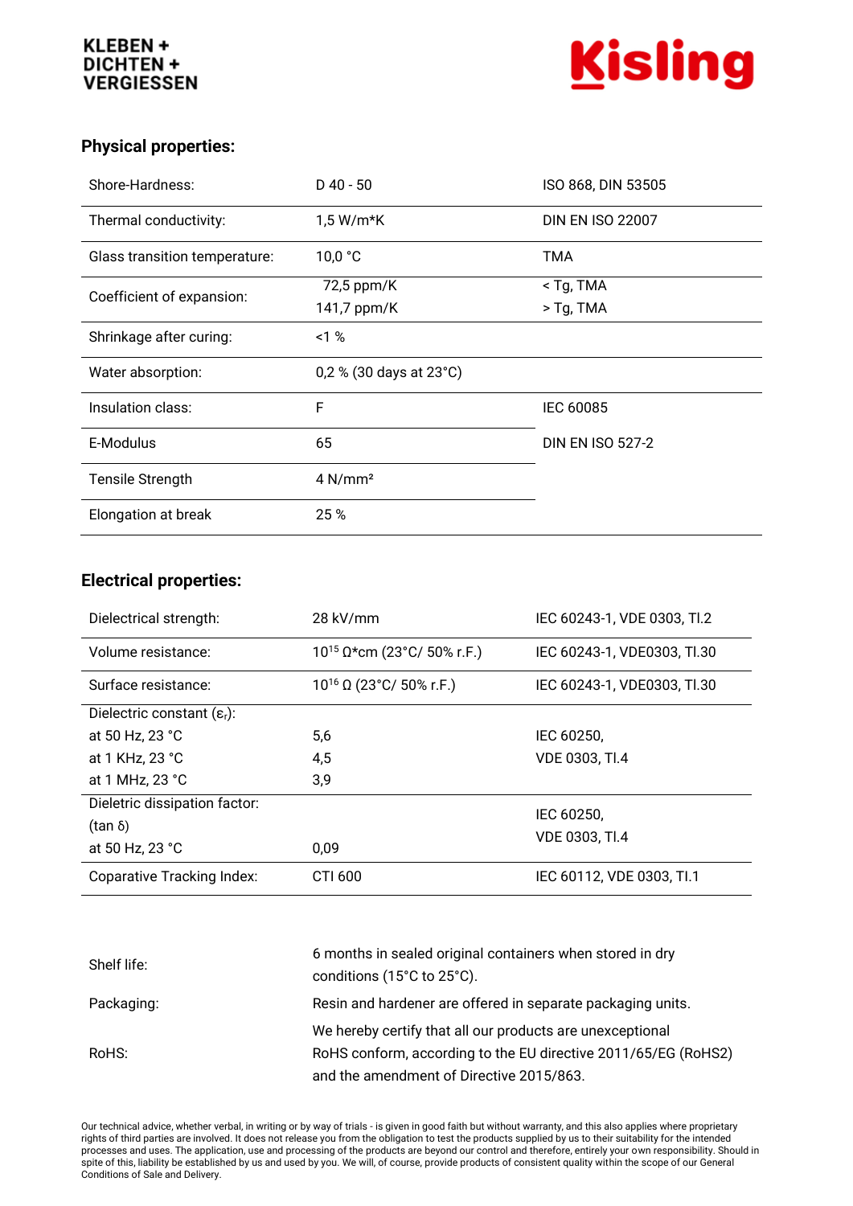KLEBEN +
DICHTEN +
VERGIESSEN

Kisling

## Physical properties:

| | | |
|---|---|---|
| Shore-Hardness: | D 40 - 50 | ISO 868, DIN 53505 |
| Thermal conductivity: | 1,5 W/m*K | DIN EN ISO 22007 |
| Glass transition temperature: | 10,0 °C | TMA |
| Coefficient of expansion: | 72,5 ppm/K<br>141,7 ppm/K | < Tg, TMA<br>> Tg, TMA |
| Shrinkage after curing: | <1 % | |
| Water absorption: | 0,2 % (30 days at 23°C) | |
| Insulation class: | F | IEC 60085 |
| E-Modulus | 65 | DIN EN ISO 527-2 |
| Tensile Strength | 4 N/mm² | |
| Elongation at break | 25 % | |

## Electrical properties:

| | | |
|---|---|---|
| Dielectrical strength: | 28 kV/mm | IEC 60243-1, VDE 0303, Tl.2 |
| Volume resistance: | $10^{15}$ Ω*cm (23°C/ 50% r.F.) | IEC 60243-1, VDE0303, Tl.30 |
| Surface resistance: | $10^{16}$ Ω (23°C/ 50% r.F.) | IEC 60243-1, VDE0303, Tl.30 |
| Dielectric constant ($\varepsilon_r$):<br>at 50 Hz, 23 °C<br>at 1 KHz, 23 °C<br>at 1 MHz, 23 °C | <br>5,6<br>4,5<br>3,9 | IEC 60250,<br>VDE 0303, Tl.4 |
| Dieletric dissipation factor:<br>(tan δ)<br>at 50 Hz, 23 °C | <br><br>0,09 | IEC 60250,<br>VDE 0303, Tl.4 |
| Coparative Tracking Index: | CTI 600 | IEC 60112, VDE 0303, Tl.1 |

| | |
|---|---|
| Shelf life: | 6 months in sealed original containers when stored in dry conditions (15°C to 25°C). |
| Packaging: | Resin and hardener are offered in separate packaging units. |
| RoHS: | We hereby certify that all our products are unexceptional RoHS conform, according to the EU directive 2011/65/EG (RoHS2) and the amendment of Directive 2015/863. |

Our technical advice, whether verbal, in writing or by way of trials - is given in good faith but without warranty, and this also applies where proprietary rights of third parties are involved. It does not release you from the obligation to test the products supplied by us to their suitability for the intended processes and uses. The application, use and processing of the products are beyond our control and therefore, entirely your own responsibility. Should in spite of this, liability be established by us and used by you. We will, of course, provide products of consistent quality within the scope of our General Conditions of Sale and Delivery.